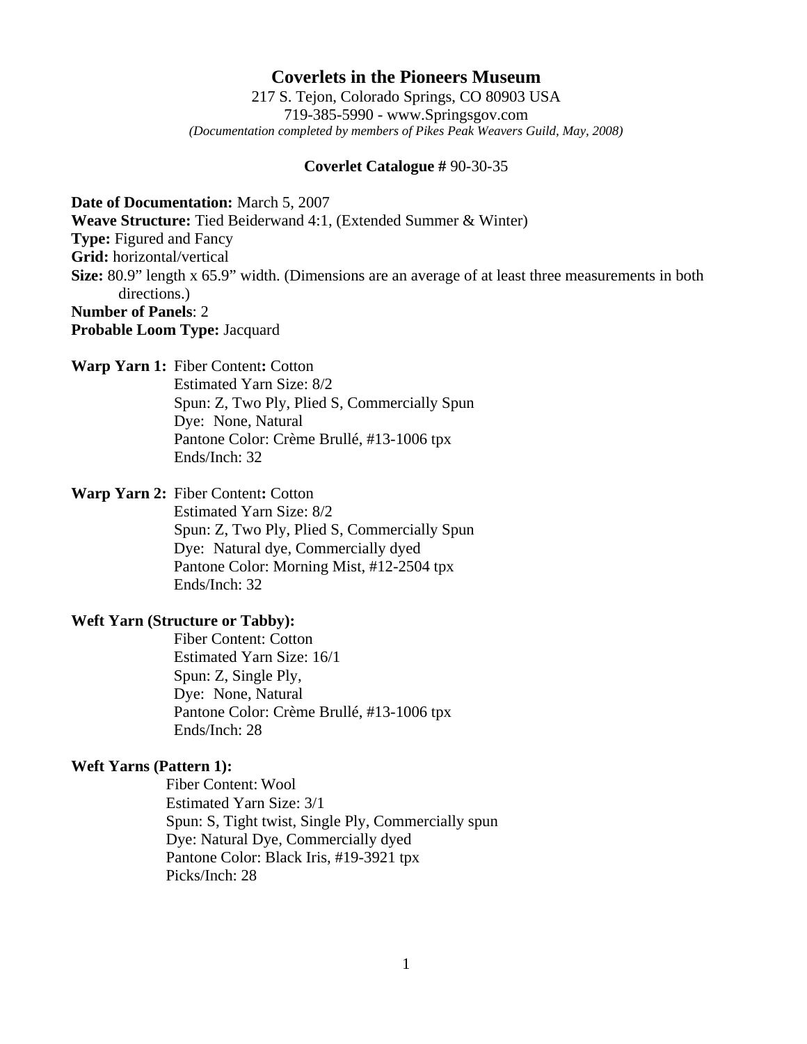# Coverlets in the Pioneers Museum

217 S. Tejon, Colorado Springs, CO 80903 USA
719-385-5990 - www.Springsgov.com
*(Documentation completed by members of Pikes Peak Weavers Guild, May, 2008)*

**Coverlet Catalogue #** 90-30-35

**Date of Documentation:** March 5, 2007
**Weave Structure:** Tied Beiderwand 4:1, (Extended Summer & Winter)
**Type:** Figured and Fancy
**Grid:** horizontal/vertical
**Size:** 80.9" length x 65.9" width. (Dimensions are an average of at least three measurements in both directions.)
**Number of Panels**: 2
**Probable Loom Type:** Jacquard

**Warp Yarn 1:** Fiber Content**:** Cotton
Estimated Yarn Size: 8/2
Spun: Z, Two Ply, Plied S, Commercially Spun
Dye: None, Natural
Pantone Color: Crème Brullé, #13-1006 tpx
Ends/Inch: 32

**Warp Yarn 2:** Fiber Content**:** Cotton
Estimated Yarn Size: 8/2
Spun: Z, Two Ply, Plied S, Commercially Spun
Dye: Natural dye, Commercially dyed
Pantone Color: Morning Mist, #12-2504 tpx
Ends/Inch: 32

**Weft Yarn (Structure or Tabby):**
Fiber Content: Cotton
Estimated Yarn Size: 16/1
Spun: Z, Single Ply,
Dye: None, Natural
Pantone Color: Crème Brullé, #13-1006 tpx
Ends/Inch: 28

**Weft Yarns (Pattern 1):**
Fiber Content: Wool
Estimated Yarn Size: 3/1
Spun: S, Tight twist, Single Ply, Commercially spun
Dye: Natural Dye, Commercially dyed
Pantone Color: Black Iris, #19-3921 tpx
Picks/Inch: 28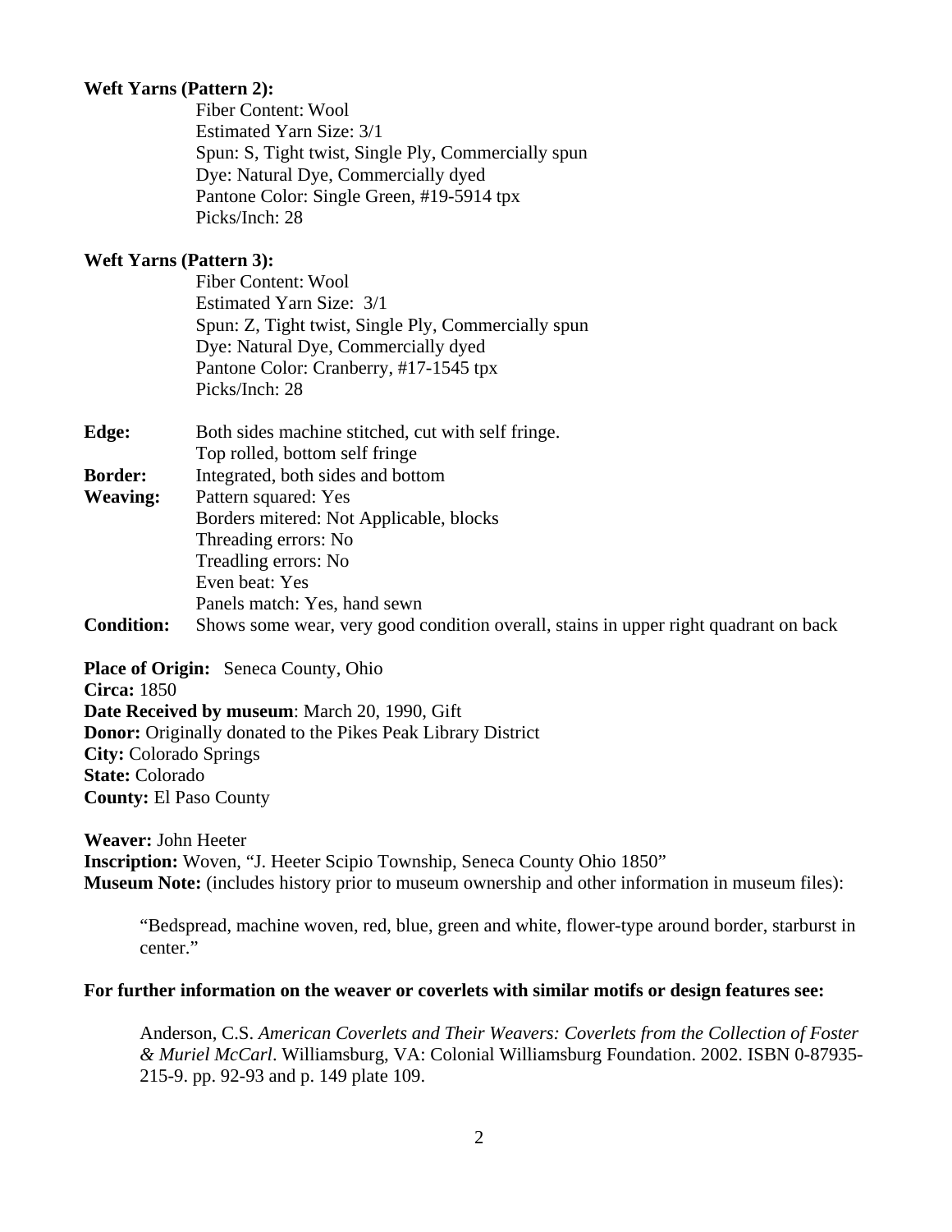**Weft Yarns (Pattern 2):**

Fiber Content: Wool
Estimated Yarn Size: 3/1
Spun: S, Tight twist, Single Ply, Commercially spun
Dye: Natural Dye, Commercially dyed
Pantone Color: Single Green, #19-5914 tpx
Picks/Inch: 28

**Weft Yarns (Pattern 3):**

Fiber Content: Wool
Estimated Yarn Size: 3/1
Spun: Z, Tight twist, Single Ply, Commercially spun
Dye: Natural Dye, Commercially dyed
Pantone Color: Cranberry, #17-1545 tpx
Picks/Inch: 28

**Edge:** Both sides machine stitched, cut with self fringe.
Top rolled, bottom self fringe

**Border:** Integrated, both sides and bottom

**Weaving:** Pattern squared: Yes
Borders mitered: Not Applicable, blocks
Threading errors: No
Treadling errors: No
Even beat: Yes
Panels match: Yes, hand sewn

**Condition:** Shows some wear, very good condition overall, stains in upper right quadrant on back

**Place of Origin:** Seneca County, Ohio
**Circa:** 1850
**Date Received by museum**: March 20, 1990, Gift
**Donor:** Originally donated to the Pikes Peak Library District
**City:** Colorado Springs
**State:** Colorado
**County:** El Paso County

**Weaver:** John Heeter
**Inscription:** Woven, "J. Heeter Scipio Township, Seneca County Ohio 1850"
**Museum Note:** (includes history prior to museum ownership and other information in museum files):

> "Bedspread, machine woven, red, blue, green and white, flower-type around border, starburst in center."

**For further information on the weaver or coverlets with similar motifs or design features see:**

> Anderson, C.S. *American Coverlets and Their Weavers: Coverlets from the Collection of Foster & Muriel McCarl*. Williamsburg, VA: Colonial Williamsburg Foundation. 2002. ISBN 0-87935-215-9. pp. 92-93 and p. 149 plate 109.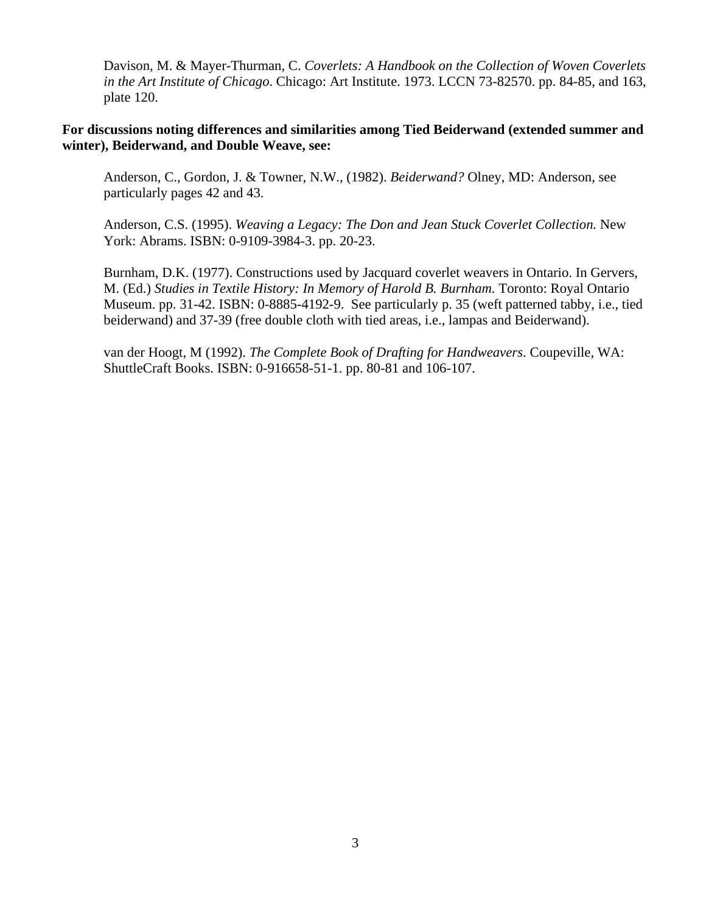Davison, M. & Mayer-Thurman, C. *Coverlets: A Handbook on the Collection of Woven Coverlets in the Art Institute of Chicago*. Chicago: Art Institute. 1973. LCCN 73-82570. pp. 84-85, and 163, plate 120.

**For discussions noting differences and similarities among Tied Beiderwand (extended summer and winter), Beiderwand, and Double Weave, see:**

Anderson, C., Gordon, J. & Towner, N.W., (1982). *Beiderwand?* Olney, MD: Anderson, see particularly pages 42 and 43.

Anderson, C.S. (1995). *Weaving a Legacy: The Don and Jean Stuck Coverlet Collection.* New York: Abrams. ISBN: 0-9109-3984-3. pp. 20-23.

Burnham, D.K. (1977). Constructions used by Jacquard coverlet weavers in Ontario. In Gervers, M. (Ed.) *Studies in Textile History: In Memory of Harold B. Burnham.* Toronto: Royal Ontario Museum. pp. 31-42. ISBN: 0-8885-4192-9. See particularly p. 35 (weft patterned tabby, i.e., tied beiderwand) and 37-39 (free double cloth with tied areas, i.e., lampas and Beiderwand).

van der Hoogt, M (1992). *The Complete Book of Drafting for Handweavers*. Coupeville, WA: ShuttleCraft Books. ISBN: 0-916658-51-1. pp. 80-81 and 106-107.